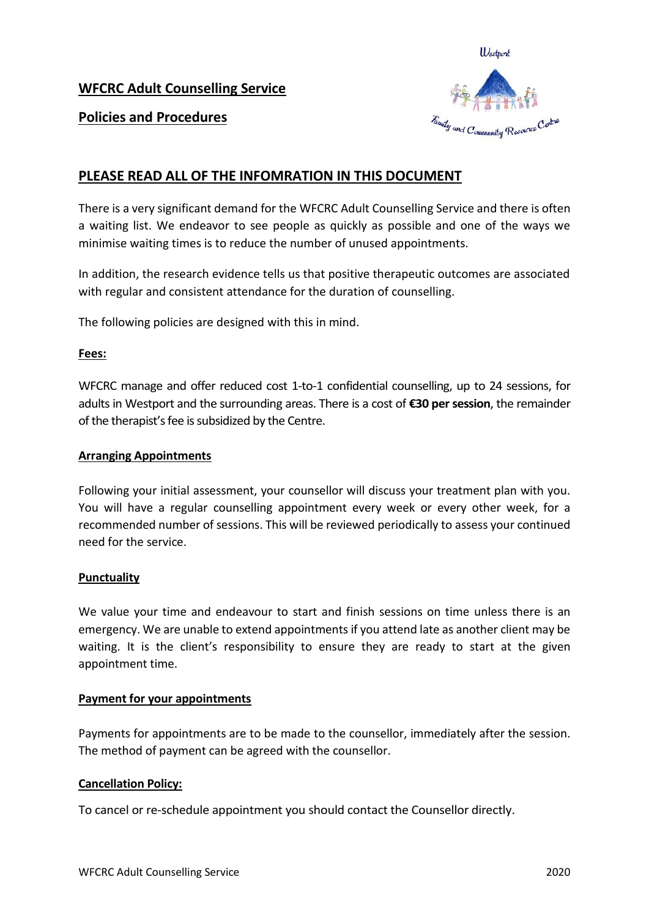## WFCRC Adult Counselling Service

## Policies and Procedures

## PLEASE READ ALL OF THE INFOMRATION IN THIS DOCUMENT

There is a very significant demand for the WFCRC Adult Counselling Service and there is often a waiting list. We endeavor to see people as quickly as possible and one of the ways we minimise waiting times is to reduce the number of unused appointments.

In addition, the research evidence tells us that positive therapeutic outcomes are associated with regular and consistent attendance for the duration of counselling.

The following policies are designed with this in mind.

### Fees:

WFCRC manage and offer reduced cost 1-to-1 confidential counselling, up to 24 sessions, for adults in Westport and the surrounding areas. There is a cost of **€30 per session**, the remainder of the therapist's fee is subsidized by the Centre.

### Arranging Appointments

Following your initial assessment, your counsellor will discuss your treatment plan with you. You will have a regular counselling appointment every week or every other week, for a recommended number of sessions. This will be reviewed periodically to assess your continued need for the service.

### Punctuality

We value your time and endeavour to start and finish sessions on time unless there is an emergency. We are unable to extend appointments if you attend late as another client may be waiting. It is the client's responsibility to ensure they are ready to start at the given appointment time.

### Payment for your appointments

Payments for appointments are to be made to the counsellor, immediately after the session. The method of payment can be agreed with the counsellor.

### Cancellation Policy:

To cancel or re-schedule appointment you should contact the Counsellor directly.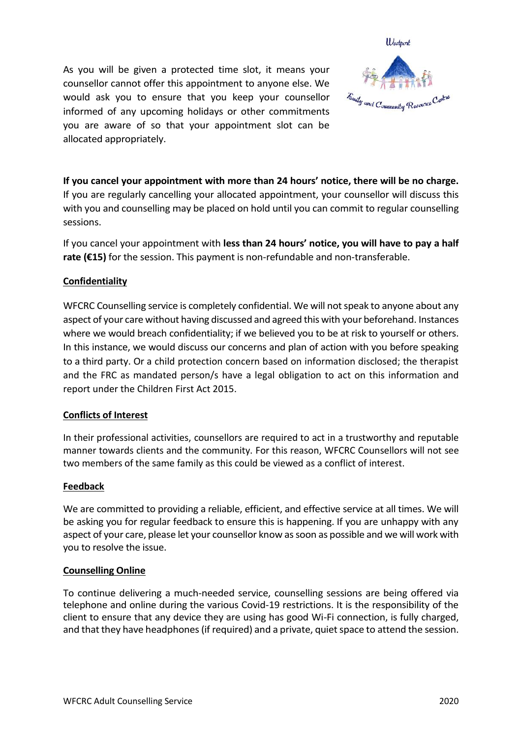As you will be given a protected time slot, it means your counsellor cannot offer this appointment to anyone else. We would ask you to ensure that you keep your counsellor informed of any upcoming holidays or other commitments you are aware of so that your appointment slot can be allocated appropriately.

**If you cancel your appointment with more than 24 hours' notice, there will be no charge.** If you are regularly cancelling your allocated appointment, your counsellor will discuss this with you and counselling may be placed on hold until you can commit to regular counselling sessions.

If you cancel your appointment with **less than 24 hours' notice, you will have to pay a half rate (€15)** for the session. This payment is non-refundable and non-transferable.

## Confidentiality

WFCRC Counselling service is completely confidential. We will not speak to anyone about any aspect of your care without having discussed and agreed this with your beforehand. Instances where we would breach confidentiality; if we believed you to be at risk to yourself or others. In this instance, we would discuss our concerns and plan of action with you before speaking to a third party. Or a child protection concern based on information disclosed; the therapist and the FRC as mandated person/s have a legal obligation to act on this information and report under the Children First Act 2015.

## Conflicts of Interest

In their professional activities, counsellors are required to act in a trustworthy and reputable manner towards clients and the community. For this reason, WFCRC Counsellors will not see two members of the same family as this could be viewed as a conflict of interest.

## Feedback

We are committed to providing a reliable, efficient, and effective service at all times. We will be asking you for regular feedback to ensure this is happening. If you are unhappy with any aspect of your care, please let your counsellor know as soon as possible and we will work with you to resolve the issue.

## Counselling Online

To continue delivering a much-needed service, counselling sessions are being offered via telephone and online during the various Covid-19 restrictions. It is the responsibility of the client to ensure that any device they are using has good Wi-Fi connection, is fully charged, and that they have headphones (if required) and a private, quiet space to attend the session.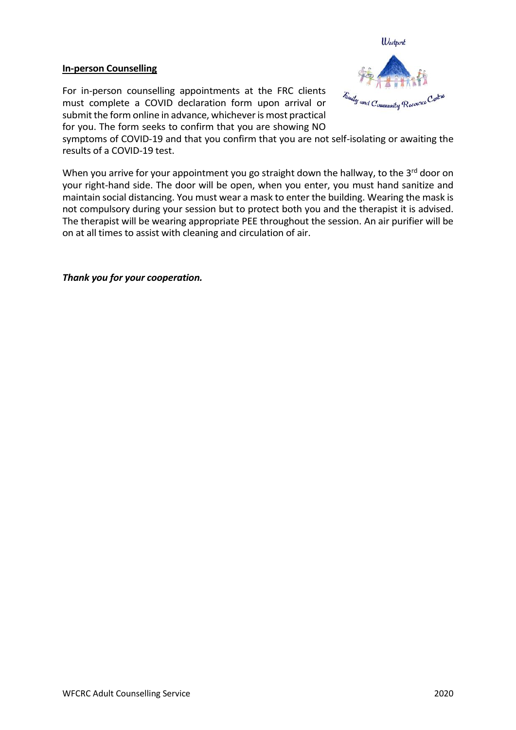**In-person Counselling**

For in-person counselling appointments at the FRC clients must complete a COVID declaration form upon arrival or submit the form online in advance, whichever is most practical for you. The form seeks to confirm that you are showing NO symptoms of COVID-19 and that you confirm that you are not self-isolating or awaiting the results of a COVID-19 test.

When you arrive for your appointment you go straight down the hallway, to the 3rd door on your right-hand side. The door will be open, when you enter, you must hand sanitize and maintain social distancing. You must wear a mask to enter the building. Wearing the mask is not compulsory during your session but to protect both you and the therapist it is advised. The therapist will be wearing appropriate PEE throughout the session. An air purifier will be on at all times to assist with cleaning and circulation of air.

***Thank you for your cooperation.***